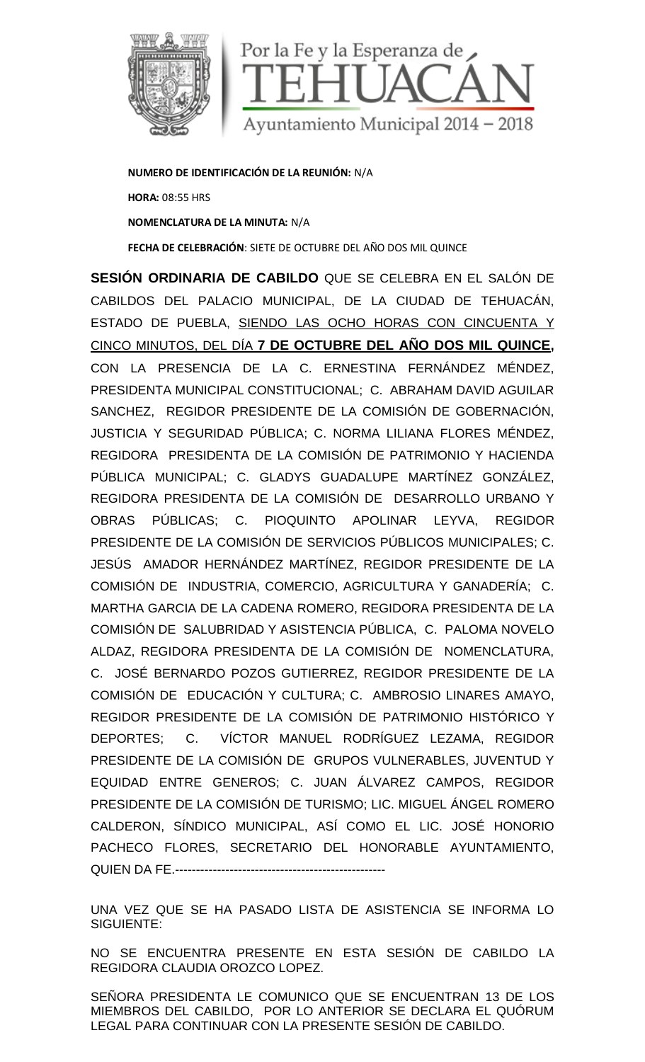Por la Fe y la Esperanza de
TEHUACÁN
Ayuntamiento Municipal 2014 – 2018

**NUMERO DE IDENTIFICACIÓN DE LA REUNIÓN:** N/A

**HORA:** 08:55 HRS

**NOMENCLATURA DE LA MINUTA:** N/A

**FECHA DE CELEBRACIÓN**: SIETE DE OCTUBRE DEL AÑO DOS MIL QUINCE

**SESIÓN ORDINARIA DE CABILDO** QUE SE CELEBRA EN EL SALÓN DE CABILDOS DEL PALACIO MUNICIPAL, DE LA CIUDAD DE TEHUACÁN, ESTADO DE PUEBLA, SIENDO LAS OCHO HORAS CON CINCUENTA Y CINCO MINUTOS, DEL DÍA **7 DE OCTUBRE DEL AÑO DOS MIL QUINCE,** CON LA PRESENCIA DE LA C. ERNESTINA FERNÁNDEZ MÉNDEZ, PRESIDENTA MUNICIPAL CONSTITUCIONAL; C. ABRAHAM DAVID AGUILAR SANCHEZ, REGIDOR PRESIDENTE DE LA COMISIÓN DE GOBERNACIÓN, JUSTICIA Y SEGURIDAD PÚBLICA; C. NORMA LILIANA FLORES MÉNDEZ, REGIDORA PRESIDENTA DE LA COMISIÓN DE PATRIMONIO Y HACIENDA PÚBLICA MUNICIPAL; C. GLADYS GUADALUPE MARTÍNEZ GONZÁLEZ, REGIDORA PRESIDENTA DE LA COMISIÓN DE DESARROLLO URBANO Y OBRAS PÚBLICAS; C. PIOQUINTO APOLINAR LEYVA, REGIDOR PRESIDENTE DE LA COMISIÓN DE SERVICIOS PÚBLICOS MUNICIPALES; C. JESÚS AMADOR HERNÁNDEZ MARTÍNEZ, REGIDOR PRESIDENTE DE LA COMISIÓN DE INDUSTRIA, COMERCIO, AGRICULTURA Y GANADERÍA; C. MARTHA GARCIA DE LA CADENA ROMERO, REGIDORA PRESIDENTA DE LA COMISIÓN DE SALUBRIDAD Y ASISTENCIA PÚBLICA, C. PALOMA NOVELO ALDAZ, REGIDORA PRESIDENTA DE LA COMISIÓN DE NOMENCLATURA, C. JOSÉ BERNARDO POZOS GUTIERREZ, REGIDOR PRESIDENTE DE LA COMISIÓN DE EDUCACIÓN Y CULTURA; C. AMBROSIO LINARES AMAYO, REGIDOR PRESIDENTE DE LA COMISIÓN DE PATRIMONIO HISTÓRICO Y DEPORTES; C. VÍCTOR MANUEL RODRÍGUEZ LEZAMA, REGIDOR PRESIDENTE DE LA COMISIÓN DE GRUPOS VULNERABLES, JUVENTUD Y EQUIDAD ENTRE GENEROS; C. JUAN ÁLVAREZ CAMPOS, REGIDOR PRESIDENTE DE LA COMISIÓN DE TURISMO; LIC. MIGUEL ÁNGEL ROMERO CALDERON, SÍNDICO MUNICIPAL, ASÍ COMO EL LIC. JOSÉ HONORIO PACHECO FLORES, SECRETARIO DEL HONORABLE AYUNTAMIENTO, QUIEN DA FE.---------------------------------------------------

UNA VEZ QUE SE HA PASADO LISTA DE ASISTENCIA SE INFORMA LO SIGUIENTE:

NO SE ENCUENTRA PRESENTE EN ESTA SESIÓN DE CABILDO LA REGIDORA CLAUDIA OROZCO LOPEZ.

SEÑORA PRESIDENTA LE COMUNICO QUE SE ENCUENTRAN 13 DE LOS MIEMBROS DEL CABILDO, POR LO ANTERIOR SE DECLARA EL QUÓRUM LEGAL PARA CONTINUAR CON LA PRESENTE SESIÓN DE CABILDO.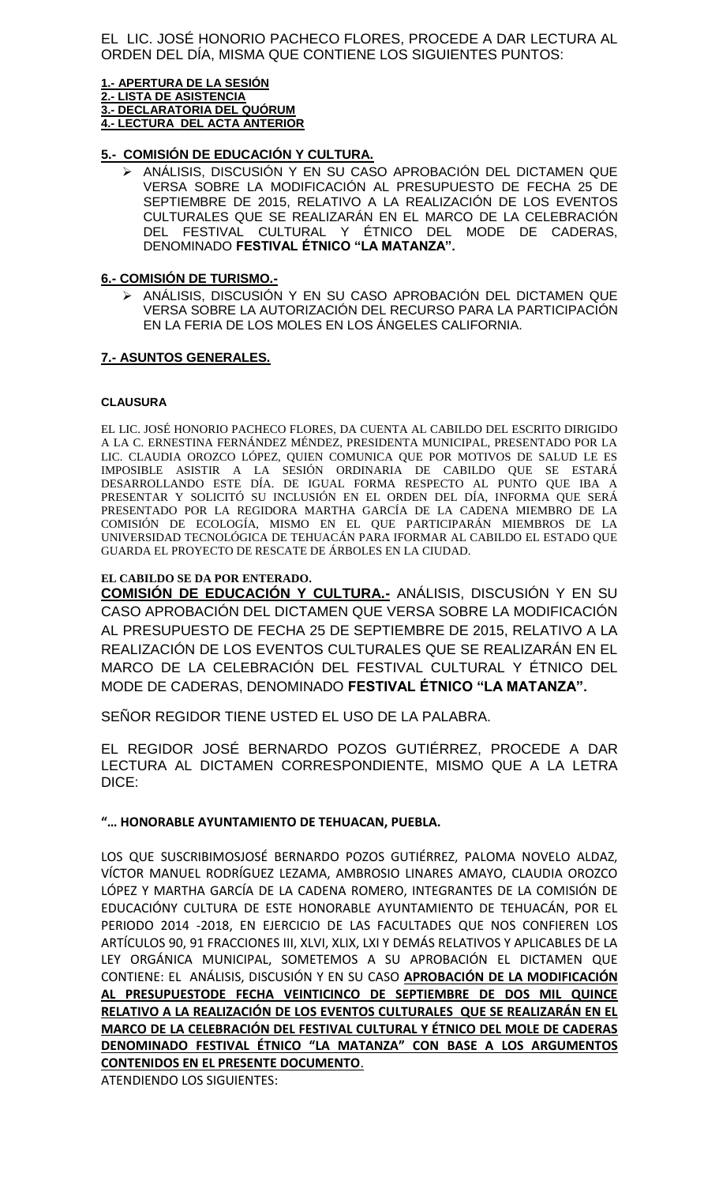EL LIC. JOSÉ HONORIO PACHECO FLORES, PROCEDE A DAR LECTURA AL ORDEN DEL DÍA, MISMA QUE CONTIENE LOS SIGUIENTES PUNTOS:

**1.- APERTURA DE LA SESIÓN**
**2.- LISTA DE ASISTENCIA**
**3.- DECLARATORIA DEL QUÓRUM**
**4.- LECTURA DEL ACTA ANTERIOR**

**5.- COMISIÓN DE EDUCACIÓN Y CULTURA.**

- ANÁLISIS, DISCUSIÓN Y EN SU CASO APROBACIÓN DEL DICTAMEN QUE VERSA SOBRE LA MODIFICACIÓN AL PRESUPUESTO DE FECHA 25 DE SEPTIEMBRE DE 2015, RELATIVO A LA REALIZACIÓN DE LOS EVENTOS CULTURALES QUE SE REALIZARÁN EN EL MARCO DE LA CELEBRACIÓN DEL FESTIVAL CULTURAL Y ÉTNICO DEL MODE DE CADERAS, DENOMINADO **FESTIVAL ÉTNICO "LA MATANZA".**

**6.- COMISIÓN DE TURISMO.-**

- ANÁLISIS, DISCUSIÓN Y EN SU CASO APROBACIÓN DEL DICTAMEN QUE VERSA SOBRE LA AUTORIZACIÓN DEL RECURSO PARA LA PARTICIPACIÓN EN LA FERIA DE LOS MOLES EN LOS ÁNGELES CALIFORNIA.

**7.- ASUNTOS GENERALES.**

**CLAUSURA**

EL LIC. JOSÉ HONORIO PACHECO FLORES, DA CUENTA AL CABILDO DEL ESCRITO DIRIGIDO A LA C. ERNESTINA FERNÁNDEZ MÉNDEZ, PRESIDENTA MUNICIPAL, PRESENTADO POR LA LIC. CLAUDIA OROZCO LÓPEZ, QUIEN COMUNICA QUE POR MOTIVOS DE SALUD LE ES IMPOSIBLE ASISTIR A LA SESIÓN ORDINARIA DE CABILDO QUE SE ESTARÁ DESARROLLANDO ESTE DÍA. DE IGUAL FORMA RESPECTO AL PUNTO QUE IBA A PRESENTAR Y SOLICITÓ SU INCLUSIÓN EN EL ORDEN DEL DÍA, INFORMA QUE SERÁ PRESENTADO POR LA REGIDORA MARTHA GARCÍA DE LA CADENA MIEMBRO DE LA COMISIÓN DE ECOLOGÍA, MISMO EN EL QUE PARTICIPARÁN MIEMBROS DE LA UNIVERSIDAD TECNOLÓGICA DE TEHUACÁN PARA IFORMAR AL CABILDO EL ESTADO QUE GUARDA EL PROYECTO DE RESCATE DE ÁRBOLES EN LA CIUDAD.

**EL CABILDO SE DA POR ENTERADO.**

**COMISIÓN DE EDUCACIÓN Y CULTURA.-** ANÁLISIS, DISCUSIÓN Y EN SU CASO APROBACIÓN DEL DICTAMEN QUE VERSA SOBRE LA MODIFICACIÓN AL PRESUPUESTO DE FECHA 25 DE SEPTIEMBRE DE 2015, RELATIVO A LA REALIZACIÓN DE LOS EVENTOS CULTURALES QUE SE REALIZARÁN EN EL MARCO DE LA CELEBRACIÓN DEL FESTIVAL CULTURAL Y ÉTNICO DEL MODE DE CADERAS, DENOMINADO **FESTIVAL ÉTNICO "LA MATANZA".**

SEÑOR REGIDOR TIENE USTED EL USO DE LA PALABRA.

EL REGIDOR JOSÉ BERNARDO POZOS GUTIÉRREZ, PROCEDE A DAR LECTURA AL DICTAMEN CORRESPONDIENTE, MISMO QUE A LA LETRA DICE:

**"… HONORABLE AYUNTAMIENTO DE TEHUACAN, PUEBLA.**

LOS QUE SUSCRIBIMOSJOSÉ BERNARDO POZOS GUTIÉRREZ, PALOMA NOVELO ALDAZ, VÍCTOR MANUEL RODRÍGUEZ LEZAMA, AMBROSIO LINARES AMAYO, CLAUDIA OROZCO LÓPEZ Y MARTHA GARCÍA DE LA CADENA ROMERO, INTEGRANTES DE LA COMISIÓN DE EDUCACIÓNY CULTURA DE ESTE HONORABLE AYUNTAMIENTO DE TEHUACÁN, POR EL PERIODO 2014 -2018, EN EJERCICIO DE LAS FACULTADES QUE NOS CONFIEREN LOS ARTÍCULOS 90, 91 FRACCIONES III, XLVI, XLIX, LXI Y DEMÁS RELATIVOS Y APLICABLES DE LA LEY ORGÁNICA MUNICIPAL, SOMETEMOS A SU APROBACIÓN EL DICTAMEN QUE CONTIENE: EL ANÁLISIS, DISCUSIÓN Y EN SU CASO **APROBACIÓN DE LA MODIFICACIÓN AL PRESUPUESTODE FECHA VEINTICINCO DE SEPTIEMBRE DE DOS MIL QUINCE RELATIVO A LA REALIZACIÓN DE LOS EVENTOS CULTURALES QUE SE REALIZARÁN EN EL MARCO DE LA CELEBRACIÓN DEL FESTIVAL CULTURAL Y ÉTNICO DEL MOLE DE CADERAS DENOMINADO FESTIVAL ÉTNICO "LA MATANZA" CON BASE A LOS ARGUMENTOS CONTENIDOS EN EL PRESENTE DOCUMENTO**.

ATENDIENDO LOS SIGUIENTES: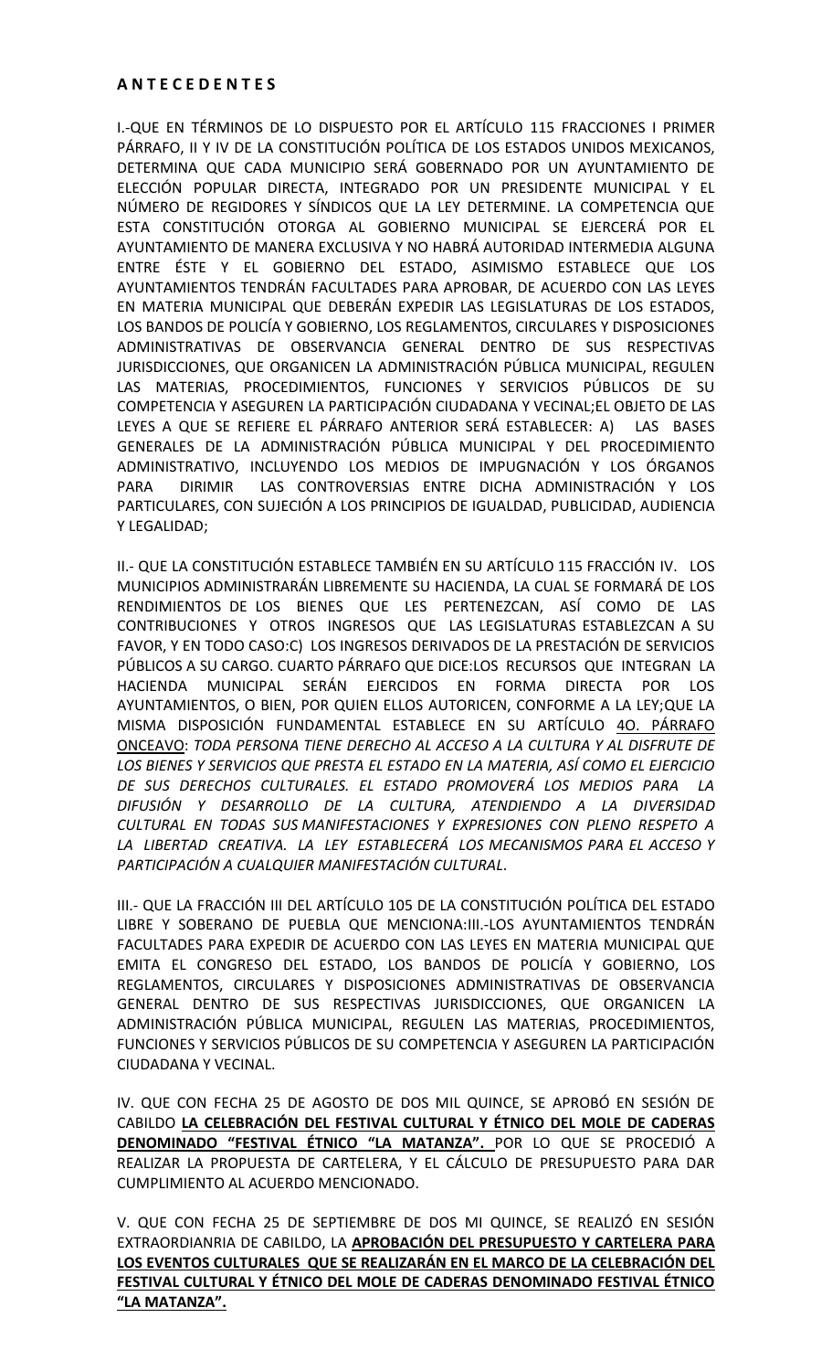**A N T E C E D E N T E S**

I.-QUE EN TÉRMINOS DE LO DISPUESTO POR EL ARTÍCULO 115 FRACCIONES I PRIMER PÁRRAFO, II Y IV DE LA CONSTITUCIÓN POLÍTICA DE LOS ESTADOS UNIDOS MEXICANOS, DETERMINA QUE CADA MUNICIPIO SERÁ GOBERNADO POR UN AYUNTAMIENTO DE ELECCIÓN POPULAR DIRECTA, INTEGRADO POR UN PRESIDENTE MUNICIPAL Y EL NÚMERO DE REGIDORES Y SÍNDICOS QUE LA LEY DETERMINE. LA COMPETENCIA QUE ESTA CONSTITUCIÓN OTORGA AL GOBIERNO MUNICIPAL SE EJERCERÁ POR EL AYUNTAMIENTO DE MANERA EXCLUSIVA Y NO HABRÁ AUTORIDAD INTERMEDIA ALGUNA ENTRE ÉSTE Y EL GOBIERNO DEL ESTADO, ASIMISMO ESTABLECE QUE LOS AYUNTAMIENTOS TENDRÁN FACULTADES PARA APROBAR, DE ACUERDO CON LAS LEYES EN MATERIA MUNICIPAL QUE DEBERÁN EXPEDIR LAS LEGISLATURAS DE LOS ESTADOS, LOS BANDOS DE POLICÍA Y GOBIERNO, LOS REGLAMENTOS, CIRCULARES Y DISPOSICIONES ADMINISTRATIVAS DE OBSERVANCIA GENERAL DENTRO DE SUS RESPECTIVAS JURISDICCIONES, QUE ORGANICEN LA ADMINISTRACIÓN PÚBLICA MUNICIPAL, REGULEN LAS MATERIAS, PROCEDIMIENTOS, FUNCIONES Y SERVICIOS PÚBLICOS DE SU COMPETENCIA Y ASEGUREN LA PARTICIPACIÓN CIUDADANA Y VECINAL;EL OBJETO DE LAS LEYES A QUE SE REFIERE EL PÁRRAFO ANTERIOR SERÁ ESTABLECER: A) LAS BASES GENERALES DE LA ADMINISTRACIÓN PÚBLICA MUNICIPAL Y DEL PROCEDIMIENTO ADMINISTRATIVO, INCLUYENDO LOS MEDIOS DE IMPUGNACIÓN Y LOS ÓRGANOS PARA DIRIMIR LAS CONTROVERSIAS ENTRE DICHA ADMINISTRACIÓN Y LOS PARTICULARES, CON SUJECIÓN A LOS PRINCIPIOS DE IGUALDAD, PUBLICIDAD, AUDIENCIA Y LEGALIDAD;

II.- QUE LA CONSTITUCIÓN ESTABLECE TAMBIÉN EN SU ARTÍCULO 115 FRACCIÓN IV. LOS MUNICIPIOS ADMINISTRARÁN LIBREMENTE SU HACIENDA, LA CUAL SE FORMARÁ DE LOS RENDIMIENTOS DE LOS BIENES QUE LES PERTENEZCAN, ASÍ COMO DE LAS CONTRIBUCIONES Y OTROS INGRESOS QUE LAS LEGISLATURAS ESTABLEZCAN A SU FAVOR, Y EN TODO CASO:C) LOS INGRESOS DERIVADOS DE LA PRESTACIÓN DE SERVICIOS PÚBLICOS A SU CARGO. CUARTO PÁRRAFO QUE DICE:LOS RECURSOS QUE INTEGRAN LA HACIENDA MUNICIPAL SERÁN EJERCIDOS EN FORMA DIRECTA POR LOS AYUNTAMIENTOS, O BIEN, POR QUIEN ELLOS AUTORICEN, CONFORME A LA LEY;QUE LA MISMA DISPOSICIÓN FUNDAMENTAL ESTABLECE EN SU ARTÍCULO 4O. PÁRRAFO ONCEAVO: *TODA PERSONA TIENE DERECHO AL ACCESO A LA CULTURA Y AL DISFRUTE DE LOS BIENES Y SERVICIOS QUE PRESTA EL ESTADO EN LA MATERIA, ASÍ COMO EL EJERCICIO DE SUS DERECHOS CULTURALES. EL ESTADO PROMOVERÁ LOS MEDIOS PARA LA DIFUSIÓN Y DESARROLLO DE LA CULTURA, ATENDIENDO A LA DIVERSIDAD CULTURAL EN TODAS SUS MANIFESTACIONES Y EXPRESIONES CON PLENO RESPETO A LA LIBERTAD CREATIVA. LA LEY ESTABLECERÁ LOS MECANISMOS PARA EL ACCESO Y PARTICIPACIÓN A CUALQUIER MANIFESTACIÓN CULTURAL*.

III.- QUE LA FRACCIÓN III DEL ARTÍCULO 105 DE LA CONSTITUCIÓN POLÍTICA DEL ESTADO LIBRE Y SOBERANO DE PUEBLA QUE MENCIONA:III.-LOS AYUNTAMIENTOS TENDRÁN FACULTADES PARA EXPEDIR DE ACUERDO CON LAS LEYES EN MATERIA MUNICIPAL QUE EMITA EL CONGRESO DEL ESTADO, LOS BANDOS DE POLICÍA Y GOBIERNO, LOS REGLAMENTOS, CIRCULARES Y DISPOSICIONES ADMINISTRATIVAS DE OBSERVANCIA GENERAL DENTRO DE SUS RESPECTIVAS JURISDICCIONES, QUE ORGANICEN LA ADMINISTRACIÓN PÚBLICA MUNICIPAL, REGULEN LAS MATERIAS, PROCEDIMIENTOS, FUNCIONES Y SERVICIOS PÚBLICOS DE SU COMPETENCIA Y ASEGUREN LA PARTICIPACIÓN CIUDADANA Y VECINAL.

IV. QUE CON FECHA 25 DE AGOSTO DE DOS MIL QUINCE, SE APROBÓ EN SESIÓN DE CABILDO **LA CELEBRACIÓN DEL FESTIVAL CULTURAL Y ÉTNICO DEL MOLE DE CADERAS DENOMINADO "FESTIVAL ÉTNICO "LA MATANZA".** POR LO QUE SE PROCEDIÓ A REALIZAR LA PROPUESTA DE CARTELERA, Y EL CÁLCULO DE PRESUPUESTO PARA DAR CUMPLIMIENTO AL ACUERDO MENCIONADO.

V. QUE CON FECHA 25 DE SEPTIEMBRE DE DOS MI QUINCE, SE REALIZÓ EN SESIÓN EXTRAORDIANRIA DE CABILDO, LA **APROBACIÓN DEL PRESUPUESTO Y CARTELERA PARA LOS EVENTOS CULTURALES QUE SE REALIZARÁN EN EL MARCO DE LA CELEBRACIÓN DEL FESTIVAL CULTURAL Y ÉTNICO DEL MOLE DE CADERAS DENOMINADO FESTIVAL ÉTNICO "LA MATANZA".**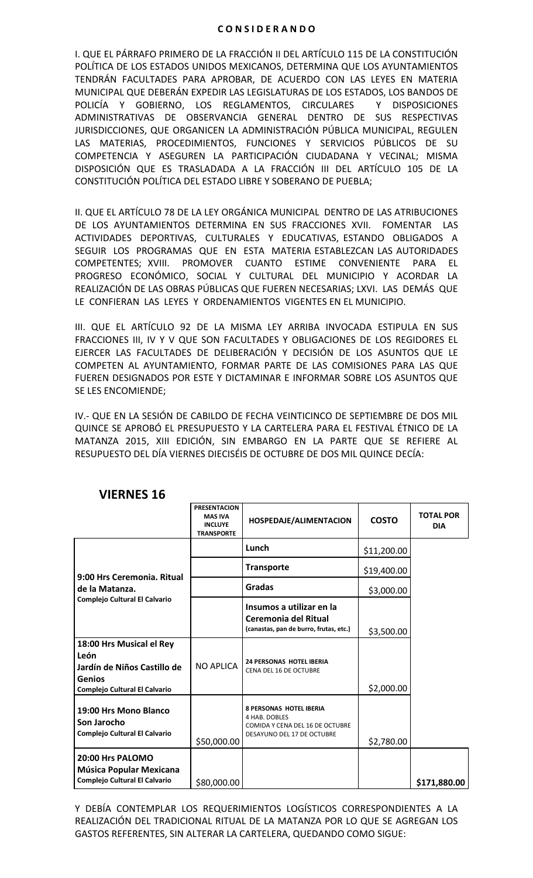**C O N S I D E R A N D O**

I. QUE EL PÁRRAFO PRIMERO DE LA FRACCIÓN II DEL ARTÍCULO 115 DE LA CONSTITUCIÓN POLÍTICA DE LOS ESTADOS UNIDOS MEXICANOS, DETERMINA QUE LOS AYUNTAMIENTOS TENDRÁN FACULTADES PARA APROBAR, DE ACUERDO CON LAS LEYES EN MATERIA MUNICIPAL QUE DEBERÁN EXPEDIR LAS LEGISLATURAS DE LOS ESTADOS, LOS BANDOS DE POLICÍA Y GOBIERNO, LOS REGLAMENTOS, CIRCULARES Y DISPOSICIONES ADMINISTRATIVAS DE OBSERVANCIA GENERAL DENTRO DE SUS RESPECTIVAS JURISDICCIONES, QUE ORGANICEN LA ADMINISTRACIÓN PÚBLICA MUNICIPAL, REGULEN LAS MATERIAS, PROCEDIMIENTOS, FUNCIONES Y SERVICIOS PÚBLICOS DE SU COMPETENCIA Y ASEGUREN LA PARTICIPACIÓN CIUDADANA Y VECINAL; MISMA DISPOSICIÓN QUE ES TRASLADADA A LA FRACCIÓN III DEL ARTÍCULO 105 DE LA CONSTITUCIÓN POLÍTICA DEL ESTADO LIBRE Y SOBERANO DE PUEBLA;

II. QUE EL ARTÍCULO 78 DE LA LEY ORGÁNICA MUNICIPAL DENTRO DE LAS ATRIBUCIONES DE LOS AYUNTAMIENTOS DETERMINA EN SUS FRACCIONES XVII. FOMENTAR LAS ACTIVIDADES DEPORTIVAS, CULTURALES Y EDUCATIVAS, ESTANDO OBLIGADOS A SEGUIR LOS PROGRAMAS QUE EN ESTA MATERIA ESTABLEZCAN LAS AUTORIDADES COMPETENTES; XVIII. PROMOVER CUANTO ESTIME CONVENIENTE PARA EL PROGRESO ECONÓMICO, SOCIAL Y CULTURAL DEL MUNICIPIO Y ACORDAR LA REALIZACIÓN DE LAS OBRAS PÚBLICAS QUE FUEREN NECESARIAS; LXVI. LAS DEMÁS QUE LE CONFIERAN LAS LEYES Y ORDENAMIENTOS VIGENTES EN EL MUNICIPIO.

III. QUE EL ARTÍCULO 92 DE LA MISMA LEY ARRIBA INVOCADA ESTIPULA EN SUS FRACCIONES III, IV Y V QUE SON FACULTADES Y OBLIGACIONES DE LOS REGIDORES EL EJERCER LAS FACULTADES DE DELIBERACIÓN Y DECISIÓN DE LOS ASUNTOS QUE LE COMPETEN AL AYUNTAMIENTO, FORMAR PARTE DE LAS COMISIONES PARA LAS QUE FUEREN DESIGNADOS POR ESTE Y DICTAMINAR E INFORMAR SOBRE LOS ASUNTOS QUE SE LES ENCOMIENDE;

IV.- QUE EN LA SESIÓN DE CABILDO DE FECHA VEINTICINCO DE SEPTIEMBRE DE DOS MIL QUINCE SE APROBÓ EL PRESUPUESTO Y LA CARTELERA PARA EL FESTIVAL ÉTNICO DE LA MATANZA 2015, XIII EDICIÓN, SIN EMBARGO EN LA PARTE QUE SE REFIERE AL RESUPUESTO DEL DÍA VIERNES DIECISÉIS DE OCTUBRE DE DOS MIL QUINCE DECÍA:

## VIERNES 16

| | PRESENTACION MAS IVA INCLUYE TRANSPORTE | HOSPEDAJE/ALIMENTACION | COSTO | TOTAL POR DIA |
|---|---|---|---|---|
| **9:00 Hrs Ceremonia. Ritual de la Matanza.** **Complejo Cultural El Calvario** | | **Lunch** | $11,200.00 | |
| | | **Transporte** | $19,400.00 | |
| | | **Gradas** | $3,000.00 | |
| | | **Insumos a utilizar en la Ceremonia del Ritual** (canastas, pan de burro, frutas, etc.) | $3,500.00 | |
| **18:00 Hrs Musical el Rey León** **Jardín de Niños Castillo de Genios** **Complejo Cultural El Calvario** | NO APLICA | **24 PERSONAS HOTEL IBERIA** CENA DEL 16 DE OCTUBRE | $2,000.00 | |
| **19:00 Hrs Mono Blanco Son Jarocho** **Complejo Cultural El Calvario** | $50,000.00 | **8 PERSONAS HOTEL IBERIA** 4 HAB. DOBLES COMIDA Y CENA DEL 16 DE OCTUBRE DESAYUNO DEL 17 DE OCTUBRE | $2,780.00 | |
| **20:00 Hrs PALOMO Música Popular Mexicana** **Complejo Cultural El Calvario** | $80,000.00 | | | **$171,880.00** |

Y DEBÍA CONTEMPLAR LOS REQUERIMIENTOS LOGÍSTICOS CORRESPONDIENTES A LA REALIZACIÓN DEL TRADICIONAL RITUAL DE LA MATANZA POR LO QUE SE AGREGAN LOS GASTOS REFERENTES, SIN ALTERAR LA CARTELERA, QUEDANDO COMO SIGUE: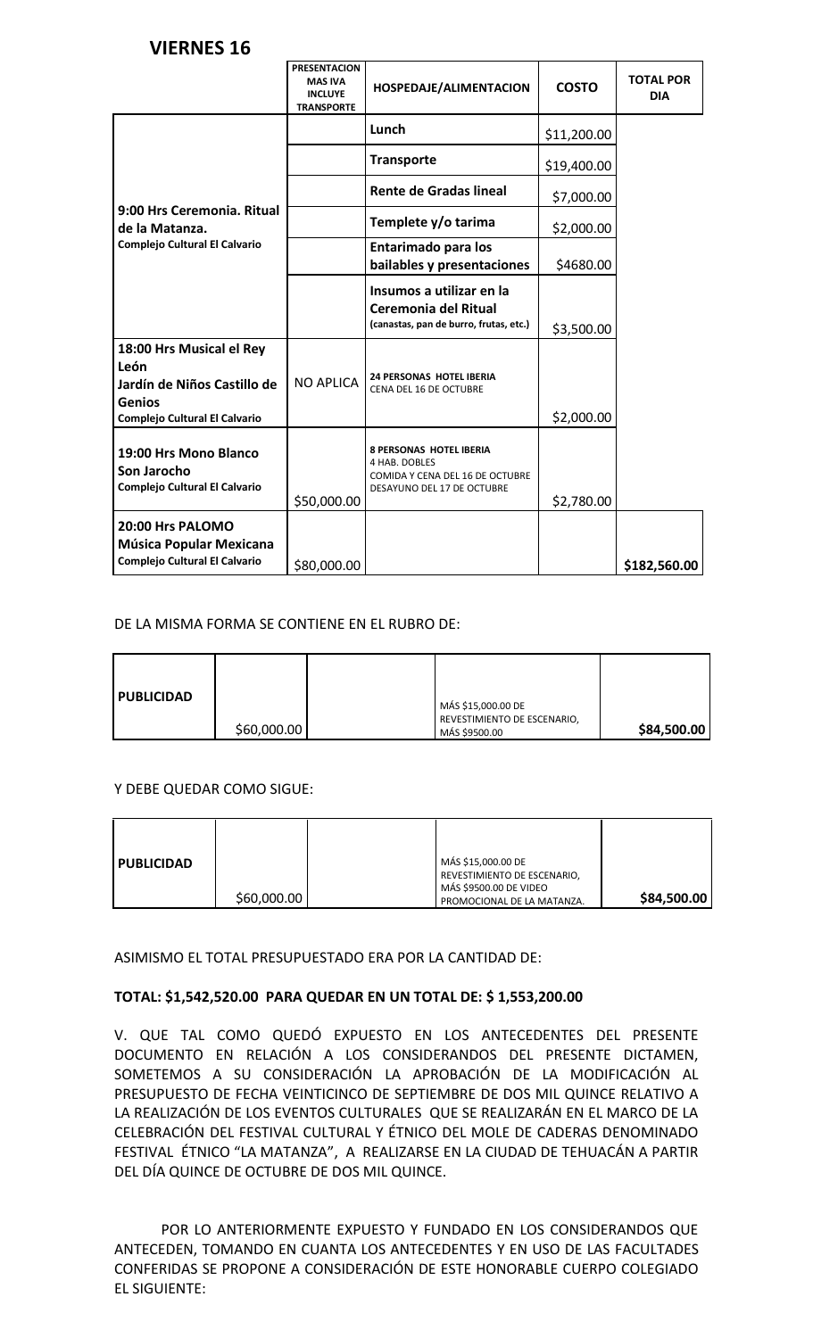## VIERNES 16

| | PRESENTACION MAS IVA INCLUYE TRANSPORTE | HOSPEDAJE/ALIMENTACION | COSTO | TOTAL POR DIA |
|---|---|---|---|---|
| **9:00 Hrs Ceremonia. Ritual de la Matanza.** **Complejo Cultural El Calvario** | | **Lunch** | $11,200.00 | |
| | | **Transporte** | $19,400.00 | |
| | | **Rente de Gradas lineal** | $7,000.00 | |
| | | **Templete y/o tarima** | $2,000.00 | |
| | | **Entarimado para los bailables y presentaciones** | $4680.00 | |
| | | **Insumos a utilizar en la Ceremonia del Ritual** **(canastas, pan de burro, frutas, etc.)** | $3,500.00 | |
| **18:00 Hrs Musical el Rey León** **Jardín de Niños Castillo de Genios** **Complejo Cultural El Calvario** | NO APLICA | **24 PERSONAS HOTEL IBERIA** CENA DEL 16 DE OCTUBRE | $2,000.00 | |
| **19:00 Hrs Mono Blanco Son Jarocho** **Complejo Cultural El Calvario** | $50,000.00 | **8 PERSONAS HOTEL IBERIA** 4 HAB. DOBLES COMIDA Y CENA DEL 16 DE OCTUBRE DESAYUNO DEL 17 DE OCTUBRE | $2,780.00 | |
| **20:00 Hrs PALOMO Música Popular Mexicana** **Complejo Cultural El Calvario** | $80,000.00 | | | $182,560.00 |

DE LA MISMA FORMA SE CONTIENE EN EL RUBRO DE:

| | | | | |
|---|---|---|---|---|
| **PUBLICIDAD** | $60,000.00 | | MÁS $15,000.00 DE REVESTIMIENTO DE ESCENARIO, MÁS $9500.00 | **$84,500.00** |

Y DEBE QUEDAR COMO SIGUE:

| | | | | |
|---|---|---|---|---|
| **PUBLICIDAD** | $60,000.00 | | MÁS $15,000.00 DE REVESTIMIENTO DE ESCENARIO, MÁS $9500.00 DE VIDEO PROMOCIONAL DE LA MATANZA. | **$84,500.00** |

ASIMISMO EL TOTAL PRESUPUESTADO ERA POR LA CANTIDAD DE:

**TOTAL: $1,542,520.00 PARA QUEDAR EN UN TOTAL DE: $ 1,553,200.00**

V. QUE TAL COMO QUEDÓ EXPUESTO EN LOS ANTECEDENTES DEL PRESENTE DOCUMENTO EN RELACIÓN A LOS CONSIDERANDOS DEL PRESENTE DICTAMEN, SOMETEMOS A SU CONSIDERACIÓN LA APROBACIÓN DE LA MODIFICACIÓN AL PRESUPUESTO DE FECHA VEINTICINCO DE SEPTIEMBRE DE DOS MIL QUINCE RELATIVO A LA REALIZACIÓN DE LOS EVENTOS CULTURALES QUE SE REALIZARÁN EN EL MARCO DE LA CELEBRACIÓN DEL FESTIVAL CULTURAL Y ÉTNICO DEL MOLE DE CADERAS DENOMINADO FESTIVAL ÉTNICO "LA MATANZA", A REALIZARSE EN LA CIUDAD DE TEHUACÁN A PARTIR DEL DÍA QUINCE DE OCTUBRE DE DOS MIL QUINCE.

POR LO ANTERIORMENTE EXPUESTO Y FUNDADO EN LOS CONSIDERANDOS QUE ANTECEDEN, TOMANDO EN CUANTA LOS ANTECEDENTES Y EN USO DE LAS FACULTADES CONFERIDAS SE PROPONE A CONSIDERACIÓN DE ESTE HONORABLE CUERPO COLEGIADO EL SIGUIENTE: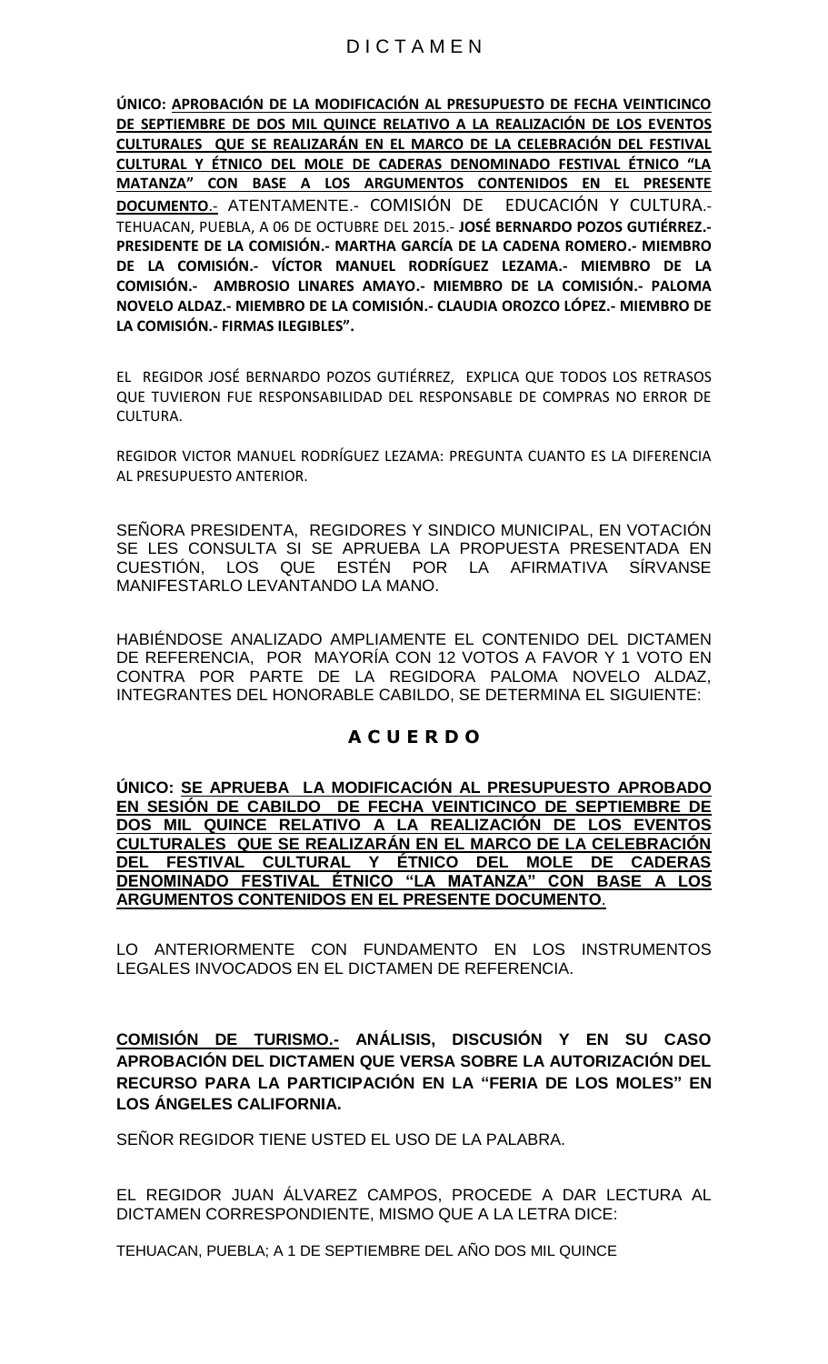# D I C T A M E N

**ÚNICO: APROBACIÓN DE LA MODIFICACIÓN AL PRESUPUESTO DE FECHA VEINTICINCO DE SEPTIEMBRE DE DOS MIL QUINCE RELATIVO A LA REALIZACIÓN DE LOS EVENTOS CULTURALES QUE SE REALIZARÁN EN EL MARCO DE LA CELEBRACIÓN DEL FESTIVAL CULTURAL Y ÉTNICO DEL MOLE DE CADERAS DENOMINADO FESTIVAL ÉTNICO "LA MATANZA" CON BASE A LOS ARGUMENTOS CONTENIDOS EN EL PRESENTE DOCUMENTO.-** ATENTAMENTE.- COMISIÓN DE EDUCACIÓN Y CULTURA.- TEHUACAN, PUEBLA, A 06 DE OCTUBRE DEL 2015.- **JOSÉ BERNARDO POZOS GUTIÉRREZ.- PRESIDENTE DE LA COMISIÓN.- MARTHA GARCÍA DE LA CADENA ROMERO.- MIEMBRO DE LA COMISIÓN.- VÍCTOR MANUEL RODRÍGUEZ LEZAMA.- MIEMBRO DE LA COMISIÓN.- AMBROSIO LINARES AMAYO.- MIEMBRO DE LA COMISIÓN.- PALOMA NOVELO ALDAZ.- MIEMBRO DE LA COMISIÓN.- CLAUDIA OROZCO LÓPEZ.- MIEMBRO DE LA COMISIÓN.- FIRMAS ILEGIBLES".**

EL REGIDOR JOSÉ BERNARDO POZOS GUTIÉRREZ, EXPLICA QUE TODOS LOS RETRASOS QUE TUVIERON FUE RESPONSABILIDAD DEL RESPONSABLE DE COMPRAS NO ERROR DE CULTURA.

REGIDOR VICTOR MANUEL RODRÍGUEZ LEZAMA: PREGUNTA CUANTO ES LA DIFERENCIA AL PRESUPUESTO ANTERIOR.

SEÑORA PRESIDENTA, REGIDORES Y SINDICO MUNICIPAL, EN VOTACIÓN SE LES CONSULTA SI SE APRUEBA LA PROPUESTA PRESENTADA EN CUESTIÓN, LOS QUE ESTÉN POR LA AFIRMATIVA SÍRVANSE MANIFESTARLO LEVANTANDO LA MANO.

HABIÉNDOSE ANALIZADO AMPLIAMENTE EL CONTENIDO DEL DICTAMEN DE REFERENCIA, POR MAYORÍA CON 12 VOTOS A FAVOR Y 1 VOTO EN CONTRA POR PARTE DE LA REGIDORA PALOMA NOVELO ALDAZ, INTEGRANTES DEL HONORABLE CABILDO, SE DETERMINA EL SIGUIENTE:

## A C U E R D O

**ÚNICO: SE APRUEBA LA MODIFICACIÓN AL PRESUPUESTO APROBADO EN SESIÓN DE CABILDO DE FECHA VEINTICINCO DE SEPTIEMBRE DE DOS MIL QUINCE RELATIVO A LA REALIZACIÓN DE LOS EVENTOS CULTURALES QUE SE REALIZARÁN EN EL MARCO DE LA CELEBRACIÓN DEL FESTIVAL CULTURAL Y ÉTNICO DEL MOLE DE CADERAS DENOMINADO FESTIVAL ÉTNICO "LA MATANZA" CON BASE A LOS ARGUMENTOS CONTENIDOS EN EL PRESENTE DOCUMENTO**.

LO ANTERIORMENTE CON FUNDAMENTO EN LOS INSTRUMENTOS LEGALES INVOCADOS EN EL DICTAMEN DE REFERENCIA.

**COMISIÓN DE TURISMO.- ANÁLISIS, DISCUSIÓN Y EN SU CASO APROBACIÓN DEL DICTAMEN QUE VERSA SOBRE LA AUTORIZACIÓN DEL RECURSO PARA LA PARTICIPACIÓN EN LA "FERIA DE LOS MOLES" EN LOS ÁNGELES CALIFORNIA.**

SEÑOR REGIDOR TIENE USTED EL USO DE LA PALABRA.

EL REGIDOR JUAN ÁLVAREZ CAMPOS, PROCEDE A DAR LECTURA AL DICTAMEN CORRESPONDIENTE, MISMO QUE A LA LETRA DICE:

TEHUACAN, PUEBLA; A 1 DE SEPTIEMBRE DEL AÑO DOS MIL QUINCE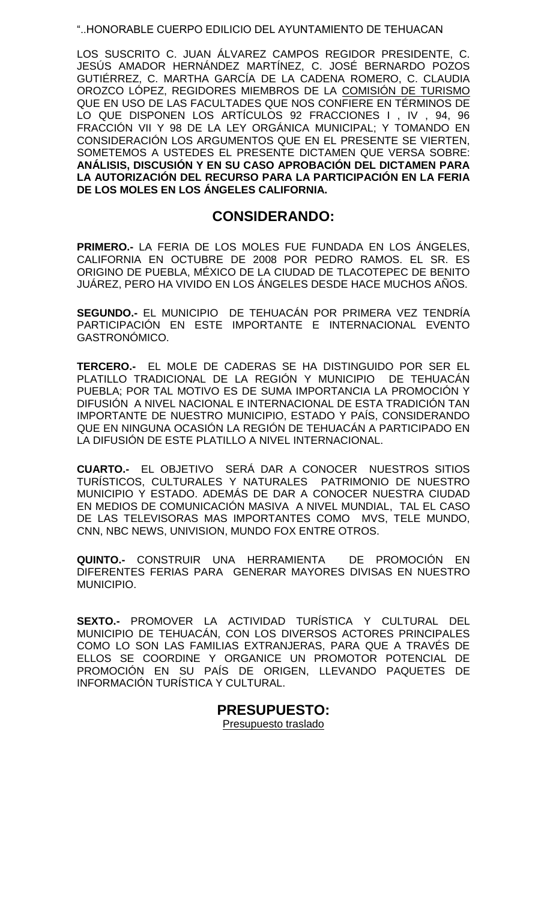"..HONORABLE CUERPO EDILICIO DEL AYUNTAMIENTO DE TEHUACAN

LOS SUSCRITO C. JUAN ÁLVAREZ CAMPOS REGIDOR PRESIDENTE, C. JESÚS AMADOR HERNÁNDEZ MARTÍNEZ, C. JOSÉ BERNARDO POZOS GUTIÉRREZ, C. MARTHA GARCÍA DE LA CADENA ROMERO, C. CLAUDIA OROZCO LÓPEZ, REGIDORES MIEMBROS DE LA COMISIÓN DE TURISMO QUE EN USO DE LAS FACULTADES QUE NOS CONFIERE EN TÉRMINOS DE LO QUE DISPONEN LOS ARTÍCULOS 92 FRACCIONES I , IV , 94, 96 FRACCIÓN VII Y 98 DE LA LEY ORGÁNICA MUNICIPAL; Y TOMANDO EN CONSIDERACIÓN LOS ARGUMENTOS QUE EN EL PRESENTE SE VIERTEN, SOMETEMOS A USTEDES EL PRESENTE DICTAMEN QUE VERSA SOBRE: **ANÁLISIS, DISCUSIÓN Y EN SU CASO APROBACIÓN DEL DICTAMEN PARA LA AUTORIZACIÓN DEL RECURSO PARA LA PARTICIPACIÓN EN LA FERIA DE LOS MOLES EN LOS ÁNGELES CALIFORNIA.**

## CONSIDERANDO:

**PRIMERO.-** LA FERIA DE LOS MOLES FUE FUNDADA EN LOS ÁNGELES, CALIFORNIA EN OCTUBRE DE 2008 POR PEDRO RAMOS. EL SR. ES ORIGINO DE PUEBLA, MÉXICO DE LA CIUDAD DE TLACOTEPEC DE BENITO JUÁREZ, PERO HA VIVIDO EN LOS ÁNGELES DESDE HACE MUCHOS AÑOS.

**SEGUNDO.-** EL MUNICIPIO DE TEHUACÁN POR PRIMERA VEZ TENDRÍA PARTICIPACIÓN EN ESTE IMPORTANTE E INTERNACIONAL EVENTO GASTRONÓMICO.

**TERCERO.-** EL MOLE DE CADERAS SE HA DISTINGUIDO POR SER EL PLATILLO TRADICIONAL DE LA REGIÓN Y MUNICIPIO DE TEHUACÁN PUEBLA; POR TAL MOTIVO ES DE SUMA IMPORTANCIA LA PROMOCIÓN Y DIFUSIÓN A NIVEL NACIONAL E INTERNACIONAL DE ESTA TRADICIÓN TAN IMPORTANTE DE NUESTRO MUNICIPIO, ESTADO Y PAÍS, CONSIDERANDO QUE EN NINGUNA OCASIÓN LA REGIÓN DE TEHUACÁN A PARTICIPADO EN LA DIFUSIÓN DE ESTE PLATILLO A NIVEL INTERNACIONAL.

**CUARTO.-** EL OBJETIVO SERÁ DAR A CONOCER NUESTROS SITIOS TURÍSTICOS, CULTURALES Y NATURALES PATRIMONIO DE NUESTRO MUNICIPIO Y ESTADO. ADEMÁS DE DAR A CONOCER NUESTRA CIUDAD EN MEDIOS DE COMUNICACIÓN MASIVA A NIVEL MUNDIAL, TAL EL CASO DE LAS TELEVISORAS MAS IMPORTANTES COMO MVS, TELE MUNDO, CNN, NBC NEWS, UNIVISION, MUNDO FOX ENTRE OTROS.

**QUINTO.-** CONSTRUIR UNA HERRAMIENTA DE PROMOCIÓN EN DIFERENTES FERIAS PARA GENERAR MAYORES DIVISAS EN NUESTRO MUNICIPIO.

**SEXTO.-** PROMOVER LA ACTIVIDAD TURÍSTICA Y CULTURAL DEL MUNICIPIO DE TEHUACÁN, CON LOS DIVERSOS ACTORES PRINCIPALES COMO LO SON LAS FAMILIAS EXTRANJERAS, PARA QUE A TRAVÉS DE ELLOS SE COORDINE Y ORGANICE UN PROMOTOR POTENCIAL DE PROMOCIÓN EN SU PAÍS DE ORIGEN, LLEVANDO PAQUETES DE INFORMACIÓN TURÍSTICA Y CULTURAL.

## PRESUPUESTO:

Presupuesto traslado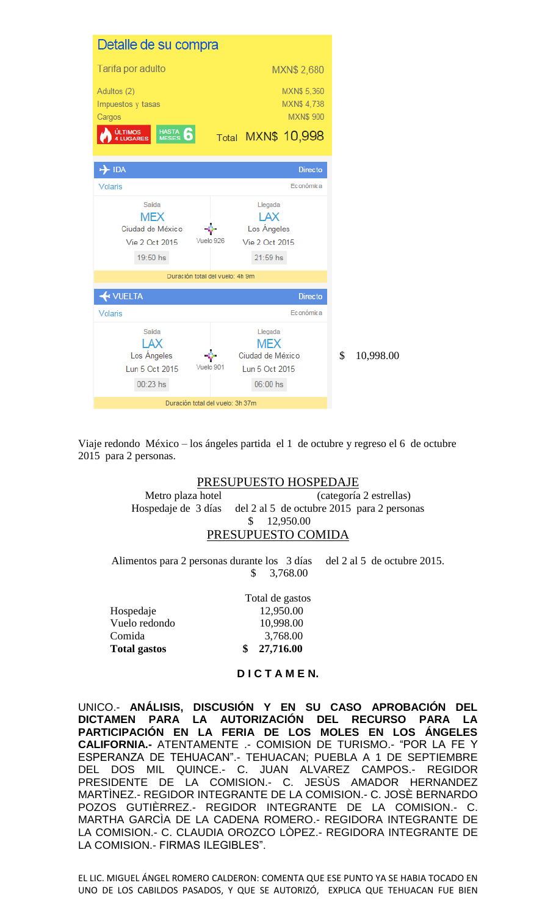**Detalle de su compra**

| | |
|---|---|
| Tarifa por adulto | MXN$ 2,680 |
| Adultos (2) | MXN$ 5,360 |
| Impuestos y tasas | MXN$ 4,738 |
| Cargos | MXN$ 900 |
| ÚLTIMOS 4 LUGARES — HASTA 6 MESES | Total MXN$ 10,998 |

**IDA** — Directo

Volaris — Económica

| Salida | | Llegada |
|---|---|---|
| MEX | | LAX |
| Ciudad de México | Vuelo 926 | Los Ángeles |
| Vie 2 Oct 2015 | | Vie 2 Oct 2015 |
| 19:50 hs | | 21:59 hs |

Duración total del vuelo: 4h 9m

**VUELTA** — Directo

Volaris — Económica

| Salida | | Llegada |
|---|---|---|
| LAX | | MEX |
| Los Ángeles | Vuelo 901 | Ciudad de México |
| Lun 5 Oct 2015 | | Lun 5 Oct 2015 |
| 00:23 hs | | 06:00 hs |

Duración total del vuelo: 3h 37m

$ 10,998.00

Viaje redondo México – los ángeles partida el 1 de octubre y regreso el 6 de octubre 2015 para 2 personas.

PRESUPUESTO HOSPEDAJE

Metro plaza hotel (categoría 2 estrellas)

Hospedaje de 3 días del 2 al 5 de octubre 2015 para 2 personas

$ 12,950.00

PRESUPUESTO COMIDA

Alimentos para 2 personas durante los 3 días del 2 al 5 de octubre 2015.

$ 3,768.00

| | Total de gastos |
|---|---|
| Hospedaje | 12,950.00 |
| Vuelo redondo | 10,998.00 |
| Comida | 3,768.00 |
| **Total gastos** | **$ 27,716.00** |

**D I C T A M E N.**

UNICO.- **ANÁLISIS, DISCUSIÓN Y EN SU CASO APROBACIÓN DEL DICTAMEN PARA LA AUTORIZACIÓN DEL RECURSO PARA LA PARTICIPACIÓN EN LA FERIA DE LOS MOLES EN LOS ÁNGELES CALIFORNIA.-** ATENTAMENTE .- COMISION DE TURISMO.- "POR LA FE Y ESPERANZA DE TEHUACAN".- TEHUACAN; PUEBLA A 1 DE SEPTIEMBRE DEL DOS MIL QUINCE.- C. JUAN ALVAREZ CAMPOS.- REGIDOR PRESIDENTE DE LA COMISION.- C. JESÙS AMADOR HERNANDEZ MARTÌNEZ.- REGIDOR INTEGRANTE DE LA COMISION.- C. JOSÈ BERNARDO POZOS GUTIÈRREZ.- REGIDOR INTEGRANTE DE LA COMISION.- C. MARTHA GARCÌA DE LA CADENA ROMERO.- REGIDORA INTEGRANTE DE LA COMISION.- C. CLAUDIA OROZCO LÒPEZ.- REGIDORA INTEGRANTE DE LA COMISION.- FIRMAS ILEGIBLES".

EL LIC. MIGUEL ÁNGEL ROMERO CALDERON: COMENTA QUE ESE PUNTO YA SE HABIA TOCADO EN UNO DE LOS CABILDOS PASADOS, Y QUE SE AUTORIZÓ, EXPLICA QUE TEHUACAN FUE BIEN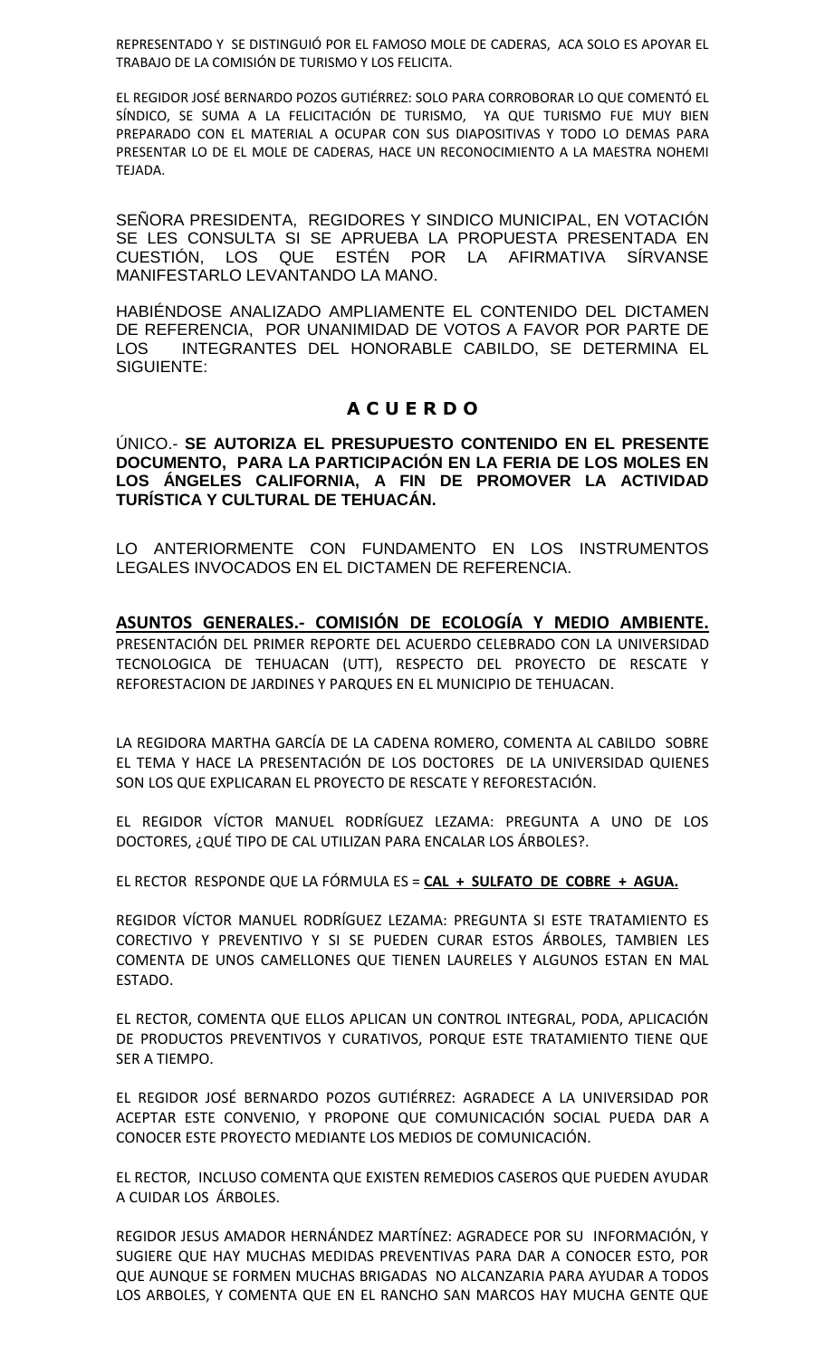REPRESENTADO Y SE DISTINGUIÓ POR EL FAMOSO MOLE DE CADERAS, ACA SOLO ES APOYAR EL TRABAJO DE LA COMISIÓN DE TURISMO Y LOS FELICITA.

EL REGIDOR JOSÉ BERNARDO POZOS GUTIÉRREZ: SOLO PARA CORROBORAR LO QUE COMENTÓ EL SÍNDICO, SE SUMA A LA FELICITACIÓN DE TURISMO, YA QUE TURISMO FUE MUY BIEN PREPARADO CON EL MATERIAL A OCUPAR CON SUS DIAPOSITIVAS Y TODO LO DEMAS PARA PRESENTAR LO DE EL MOLE DE CADERAS, HACE UN RECONOCIMIENTO A LA MAESTRA NOHEMI TEJADA.

SEÑORA PRESIDENTA, REGIDORES Y SINDICO MUNICIPAL, EN VOTACIÓN SE LES CONSULTA SI SE APRUEBA LA PROPUESTA PRESENTADA EN CUESTIÓN, LOS QUE ESTÉN POR LA AFIRMATIVA SÍRVANSE MANIFESTARLO LEVANTANDO LA MANO.

HABIÉNDOSE ANALIZADO AMPLIAMENTE EL CONTENIDO DEL DICTAMEN DE REFERENCIA, POR UNANIMIDAD DE VOTOS A FAVOR POR PARTE DE LOS INTEGRANTES DEL HONORABLE CABILDO, SE DETERMINA EL SIGUIENTE:

## A C U E R D O

ÚNICO.- **SE AUTORIZA EL PRESUPUESTO CONTENIDO EN EL PRESENTE DOCUMENTO, PARA LA PARTICIPACIÓN EN LA FERIA DE LOS MOLES EN LOS ÁNGELES CALIFORNIA, A FIN DE PROMOVER LA ACTIVIDAD TURÍSTICA Y CULTURAL DE TEHUACÁN.**

LO ANTERIORMENTE CON FUNDAMENTO EN LOS INSTRUMENTOS LEGALES INVOCADOS EN EL DICTAMEN DE REFERENCIA.

**ASUNTOS GENERALES.- COMISIÓN DE ECOLOGÍA Y MEDIO AMBIENTE.** PRESENTACIÓN DEL PRIMER REPORTE DEL ACUERDO CELEBRADO CON LA UNIVERSIDAD TECNOLOGICA DE TEHUACAN (UTT), RESPECTO DEL PROYECTO DE RESCATE Y REFORESTACION DE JARDINES Y PARQUES EN EL MUNICIPIO DE TEHUACAN.

LA REGIDORA MARTHA GARCÍA DE LA CADENA ROMERO, COMENTA AL CABILDO SOBRE EL TEMA Y HACE LA PRESENTACIÓN DE LOS DOCTORES DE LA UNIVERSIDAD QUIENES SON LOS QUE EXPLICARAN EL PROYECTO DE RESCATE Y REFORESTACIÓN.

EL REGIDOR VÍCTOR MANUEL RODRÍGUEZ LEZAMA: PREGUNTA A UNO DE LOS DOCTORES, ¿QUÉ TIPO DE CAL UTILIZAN PARA ENCALAR LOS ÁRBOLES?.

EL RECTOR RESPONDE QUE LA FÓRMULA ES = **CAL + SULFATO DE COBRE + AGUA.**

REGIDOR VÍCTOR MANUEL RODRÍGUEZ LEZAMA: PREGUNTA SI ESTE TRATAMIENTO ES CORECTIVO Y PREVENTIVO Y SI SE PUEDEN CURAR ESTOS ÁRBOLES, TAMBIEN LES COMENTA DE UNOS CAMELLONES QUE TIENEN LAURELES Y ALGUNOS ESTAN EN MAL ESTADO.

EL RECTOR, COMENTA QUE ELLOS APLICAN UN CONTROL INTEGRAL, PODA, APLICACIÓN DE PRODUCTOS PREVENTIVOS Y CURATIVOS, PORQUE ESTE TRATAMIENTO TIENE QUE SER A TIEMPO.

EL REGIDOR JOSÉ BERNARDO POZOS GUTIÉRREZ: AGRADECE A LA UNIVERSIDAD POR ACEPTAR ESTE CONVENIO, Y PROPONE QUE COMUNICACIÓN SOCIAL PUEDA DAR A CONOCER ESTE PROYECTO MEDIANTE LOS MEDIOS DE COMUNICACIÓN.

EL RECTOR, INCLUSO COMENTA QUE EXISTEN REMEDIOS CASEROS QUE PUEDEN AYUDAR A CUIDAR LOS ÁRBOLES.

REGIDOR JESUS AMADOR HERNÁNDEZ MARTÍNEZ: AGRADECE POR SU INFORMACIÓN, Y SUGIERE QUE HAY MUCHAS MEDIDAS PREVENTIVAS PARA DAR A CONOCER ESTO, POR QUE AUNQUE SE FORMEN MUCHAS BRIGADAS NO ALCANZARIA PARA AYUDAR A TODOS LOS ARBOLES, Y COMENTA QUE EN EL RANCHO SAN MARCOS HAY MUCHA GENTE QUE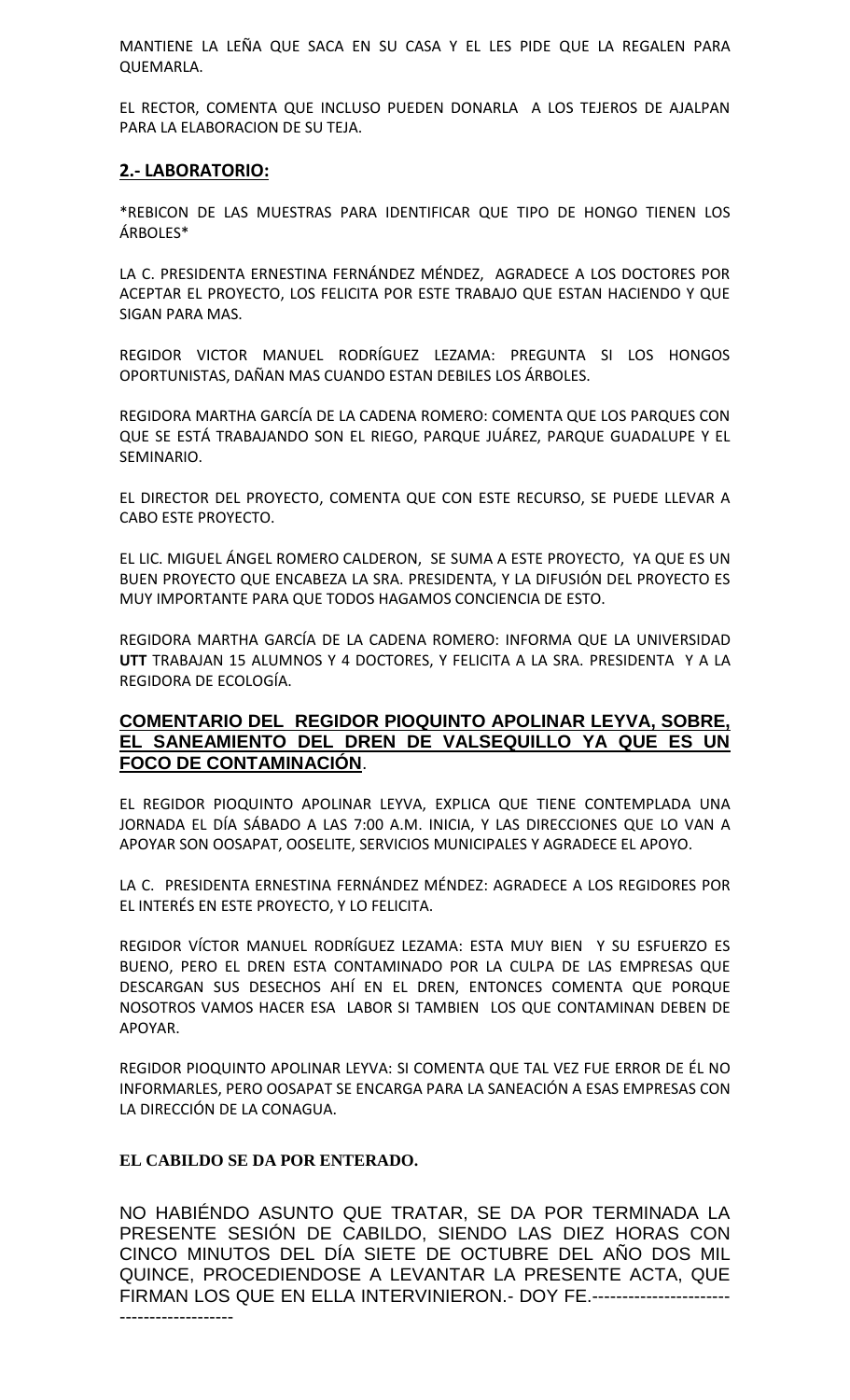MANTIENE LA LEÑA QUE SACA EN SU CASA Y EL LES PIDE QUE LA REGALEN PARA QUEMARLA.

EL RECTOR, COMENTA QUE INCLUSO PUEDEN DONARLA A LOS TEJEROS DE AJALPAN PARA LA ELABORACION DE SU TEJA.

**2.- LABORATORIO:**

*REBICON DE LAS MUESTRAS PARA IDENTIFICAR QUE TIPO DE HONGO TIENEN LOS ÁRBOLES*

LA C. PRESIDENTA ERNESTINA FERNÁNDEZ MÉNDEZ, AGRADECE A LOS DOCTORES POR ACEPTAR EL PROYECTO, LOS FELICITA POR ESTE TRABAJO QUE ESTAN HACIENDO Y QUE SIGAN PARA MAS.

REGIDOR VICTOR MANUEL RODRÍGUEZ LEZAMA: PREGUNTA SI LOS HONGOS OPORTUNISTAS, DAÑAN MAS CUANDO ESTAN DEBILES LOS ÁRBOLES.

REGIDORA MARTHA GARCÍA DE LA CADENA ROMERO: COMENTA QUE LOS PARQUES CON QUE SE ESTÁ TRABAJANDO SON EL RIEGO, PARQUE JUÁREZ, PARQUE GUADALUPE Y EL SEMINARIO.

EL DIRECTOR DEL PROYECTO, COMENTA QUE CON ESTE RECURSO, SE PUEDE LLEVAR A CABO ESTE PROYECTO.

EL LIC. MIGUEL ÁNGEL ROMERO CALDERON, SE SUMA A ESTE PROYECTO, YA QUE ES UN BUEN PROYECTO QUE ENCABEZA LA SRA. PRESIDENTA, Y LA DIFUSIÓN DEL PROYECTO ES MUY IMPORTANTE PARA QUE TODOS HAGAMOS CONCIENCIA DE ESTO.

REGIDORA MARTHA GARCÍA DE LA CADENA ROMERO: INFORMA QUE LA UNIVERSIDAD **UTT** TRABAJAN 15 ALUMNOS Y 4 DOCTORES, Y FELICITA A LA SRA. PRESIDENTA Y A LA REGIDORA DE ECOLOGÍA.

**COMENTARIO DEL REGIDOR PIOQUINTO APOLINAR LEYVA, SOBRE, EL SANEAMIENTO DEL DREN DE VALSEQUILLO YA QUE ES UN FOCO DE CONTAMINACIÓN**.

EL REGIDOR PIOQUINTO APOLINAR LEYVA, EXPLICA QUE TIENE CONTEMPLADA UNA JORNADA EL DÍA SÁBADO A LAS 7:00 A.M. INICIA, Y LAS DIRECCIONES QUE LO VAN A APOYAR SON OOSAPAT, OOSELITE, SERVICIOS MUNICIPALES Y AGRADECE EL APOYO.

LA C. PRESIDENTA ERNESTINA FERNÁNDEZ MÉNDEZ: AGRADECE A LOS REGIDORES POR EL INTERÉS EN ESTE PROYECTO, Y LO FELICITA.

REGIDOR VÍCTOR MANUEL RODRÍGUEZ LEZAMA: ESTA MUY BIEN Y SU ESFUERZO ES BUENO, PERO EL DREN ESTA CONTAMINADO POR LA CULPA DE LAS EMPRESAS QUE DESCARGAN SUS DESECHOS AHÍ EN EL DREN, ENTONCES COMENTA QUE PORQUE NOSOTROS VAMOS HACER ESA LABOR SI TAMBIEN LOS QUE CONTAMINAN DEBEN DE APOYAR.

REGIDOR PIOQUINTO APOLINAR LEYVA: SI COMENTA QUE TAL VEZ FUE ERROR DE ÉL NO INFORMARLES, PERO OOSAPAT SE ENCARGA PARA LA SANEACIÓN A ESAS EMPRESAS CON LA DIRECCIÓN DE LA CONAGUA.

**EL CABILDO SE DA POR ENTERADO.**

NO HABIÉNDO ASUNTO QUE TRATAR, SE DA POR TERMINADA LA PRESENTE SESIÓN DE CABILDO, SIENDO LAS DIEZ HORAS CON CINCO MINUTOS DEL DÍA SIETE DE OCTUBRE DEL AÑO DOS MIL QUINCE, PROCEDIENDOSE A LEVANTAR LA PRESENTE ACTA, QUE FIRMAN LOS QUE EN ELLA INTERVINIERON.- DOY FE.-----------------------
-------------------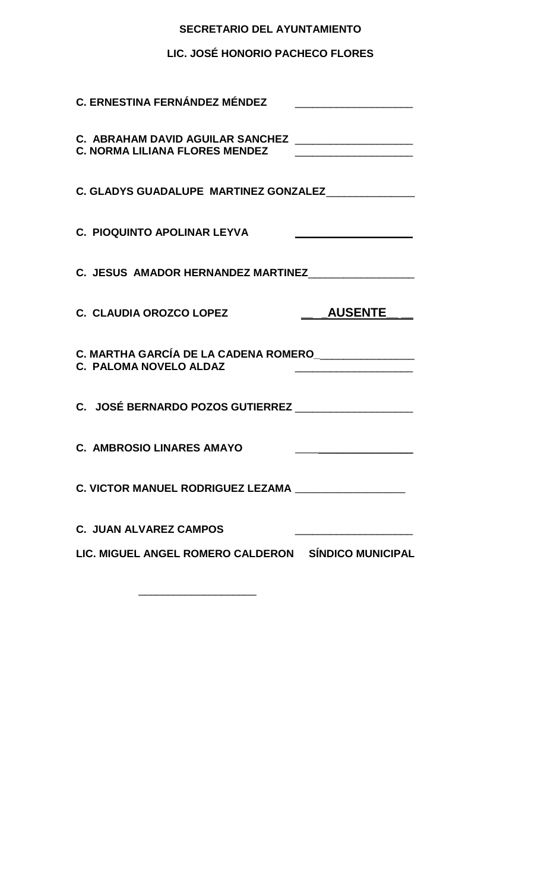**SECRETARIO DEL AYUNTAMIENTO**

**LIC. JOSÉ HONORIO PACHECO FLORES**

**C. ERNESTINA FERNÁNDEZ MÉNDEZ** ____________________

**C. ABRAHAM DAVID AGUILAR SANCHEZ** ____________________
**C. NORMA LILIANA FLORES MENDEZ** ____________________

**C. GLADYS GUADALUPE MARTINEZ GONZALEZ**_______________

**C. PIOQUINTO APOLINAR LEYVA** ____________________

**C. JESUS AMADOR HERNANDEZ MARTINEZ**_________________

**C. CLAUDIA OROZCO LOPEZ** __ _AUSENTE__ __

**C. MARTHA GARCÍA DE LA CADENA ROMERO**_______________
**C. PALOMA NOVELO ALDAZ** ____________________

**C. JOSÉ BERNARDO POZOS GUTIERREZ** ____________________

**C. AMBROSIO LINARES AMAYO** ____________________

**C. VICTOR MANUEL RODRIGUEZ LEZAMA** ___________________

**C. JUAN ALVAREZ CAMPOS** ____________________

**LIC. MIGUEL ANGEL ROMERO CALDERON SÍNDICO MUNICIPAL**

____________________